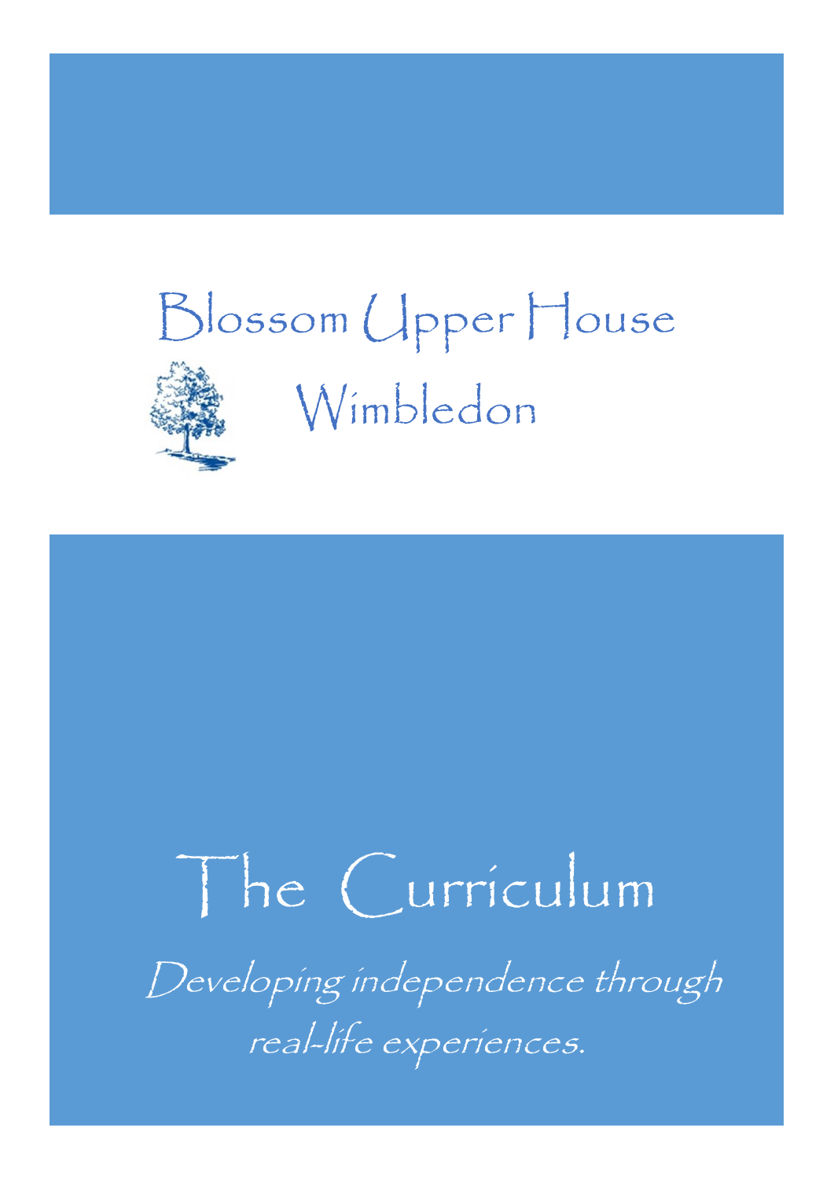# Blossom Upper House

## Wimbledon

# The Curriculum

*Developing independence through real-life experiences.*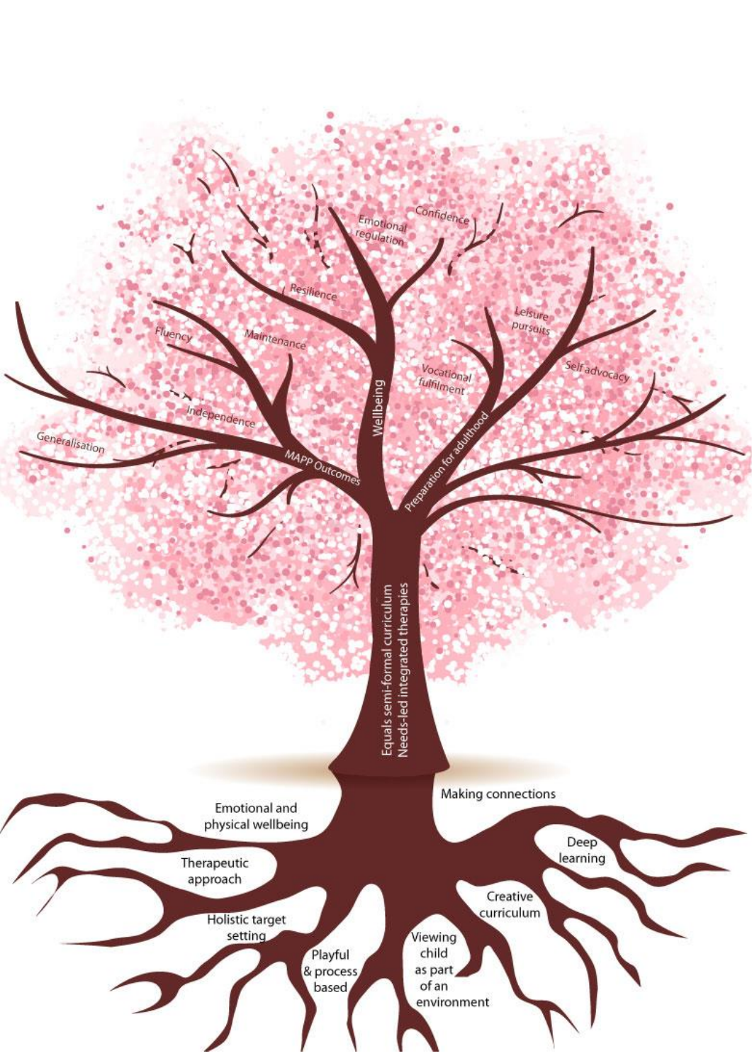Emotional regulation

Confidence

Resilience

Leisure pursuits

Fluency

Maintenance

Vocational fulfilment

Self advocacy

Wellbeing

Independence

Generalisation

MAPP Outcomes

Preparation for adulthood

Equals semi-formal curriculum

Needs-led integrated therapies

Emotional and physical wellbeing

Making connections

Therapeutic approach

Deep learning

Holistic target setting

Creative curriculum

Playful & process based

Viewing child as part of an environment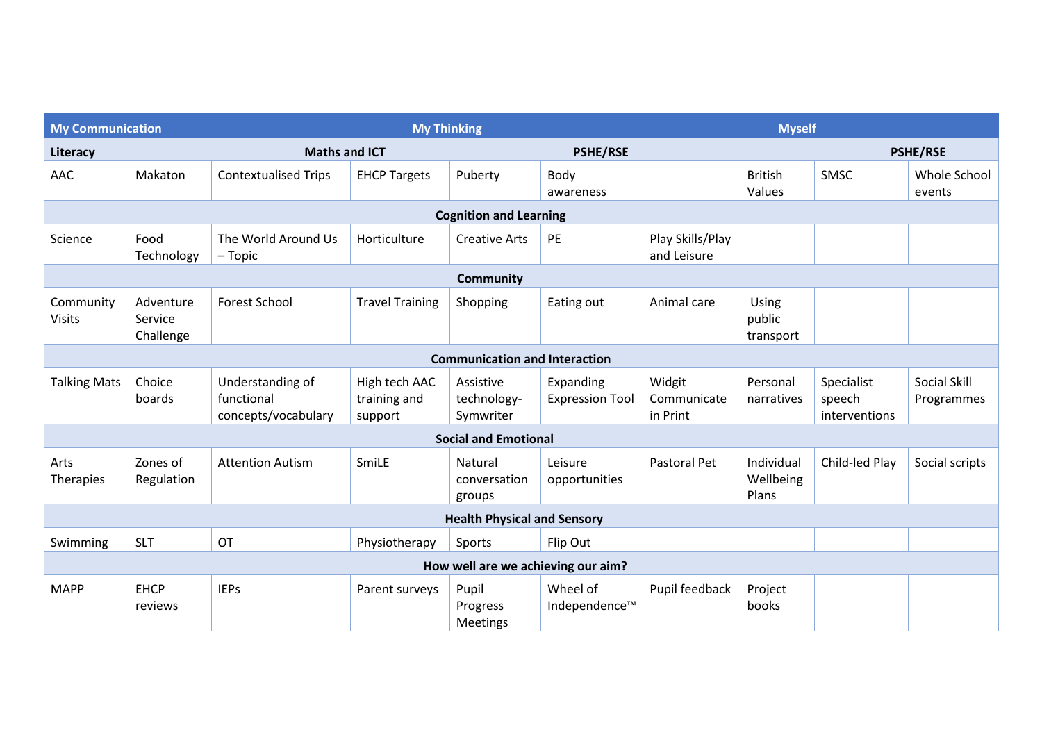| My Communication | | | My Thinking | | | | Myself | | |
|---|---|---|---|---|---|---|---|---|---|
| **Literacy** | | **Maths and ICT** | | | **PSHE/RSE** | | | | **PSHE/RSE** |
| AAC | Makaton | Contextualised Trips | EHCP Targets | Puberty | Body awareness | | British Values | SMSC | Whole School events |
| **Cognition and Learning** | | | | | | | | | |
| Science | Food Technology | The World Around Us – Topic | Horticulture | Creative Arts | PE | Play Skills/Play and Leisure | | | |
| **Community** | | | | | | | | | |
| Community Visits | Adventure Service Challenge | Forest School | Travel Training | Shopping | Eating out | Animal care | Using public transport | | |
| **Communication and Interaction** | | | | | | | | | |
| Talking Mats | Choice boards | Understanding of functional concepts/vocabulary | High tech AAC training and support | Assistive technology-Symwriter | Expanding Expression Tool | Widgit Communicate in Print | Personal narratives | Specialist speech interventions | Social Skill Programmes |
| **Social and Emotional** | | | | | | | | | |
| Arts Therapies | Zones of Regulation | Attention Autism | SmiLE | Natural conversation groups | Leisure opportunities | Pastoral Pet | Individual Wellbeing Plans | Child-led Play | Social scripts |
| **Health Physical and Sensory** | | | | | | | | | |
| Swimming | SLT | OT | Physiotherapy | Sports | Flip Out | | | | |
| **How well are we achieving our aim?** | | | | | | | | | |
| MAPP | EHCP reviews | IEPs | Parent surveys | Pupil Progress Meetings | Wheel of Independence™ | Pupil feedback | Project books | | |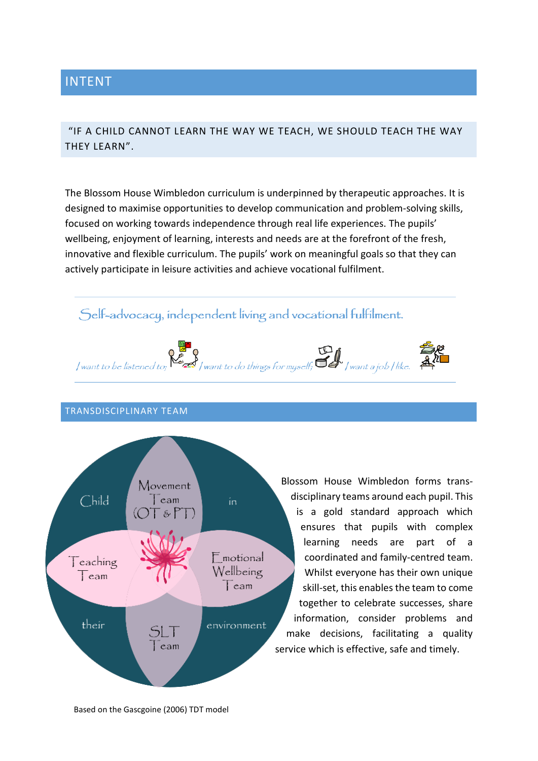# INTENT

"IF A CHILD CANNOT LEARN THE WAY WE TEACH, WE SHOULD TEACH THE WAY THEY LEARN".

The Blossom House Wimbledon curriculum is underpinned by therapeutic approaches. It is designed to maximise opportunities to develop communication and problem-solving skills, focused on working towards independence through real life experiences. The pupils' wellbeing, enjoyment of learning, interests and needs are at the forefront of the fresh, innovative and flexible curriculum. The pupils' work on meaningful goals so that they can actively participate in leisure activities and achieve vocational fulfilment.

*Self-advocacy, independent living and vocational fulfilment.*

*I want to be listened to; I want to do things for myself; I want a job I like.*

## TRANSDISCIPLINARY TEAM

Child in their environment

Movement Team (OT & PT)

Teaching Team

Emotional Wellbeing Team

SLT Team

Blossom House Wimbledon forms trans-disciplinary teams around each pupil. This is a gold standard approach which ensures that pupils with complex learning needs are part of a coordinated and family-centred team. Whilst everyone has their own unique skill-set, this enables the team to come together to celebrate successes, share information, consider problems and make decisions, facilitating a quality service which is effective, safe and timely.

Based on the Gascgoine (2006) TDT model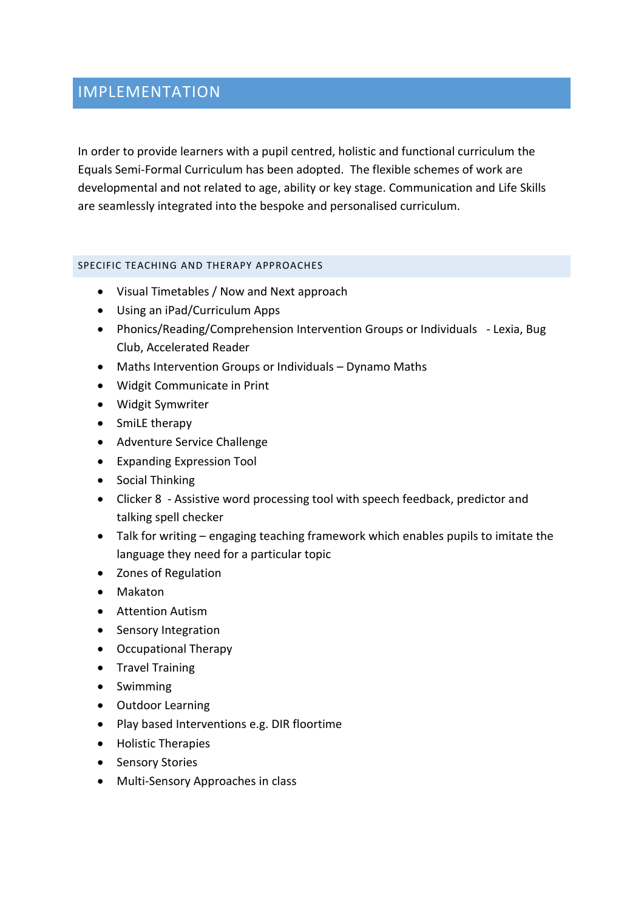## IMPLEMENTATION

In order to provide learners with a pupil centred, holistic and functional curriculum the Equals Semi-Formal Curriculum has been adopted. The flexible schemes of work are developmental and not related to age, ability or key stage. Communication and Life Skills are seamlessly integrated into the bespoke and personalised curriculum.

### SPECIFIC TEACHING AND THERAPY APPROACHES

- Visual Timetables / Now and Next approach
- Using an iPad/Curriculum Apps
- Phonics/Reading/Comprehension Intervention Groups or Individuals - Lexia, Bug Club, Accelerated Reader
- Maths Intervention Groups or Individuals – Dynamo Maths
- Widgit Communicate in Print
- Widgit Symwriter
- SmiLE therapy
- Adventure Service Challenge
- Expanding Expression Tool
- Social Thinking
- Clicker 8 - Assistive word processing tool with speech feedback, predictor and talking spell checker
- Talk for writing – engaging teaching framework which enables pupils to imitate the language they need for a particular topic
- Zones of Regulation
- Makaton
- Attention Autism
- Sensory Integration
- Occupational Therapy
- Travel Training
- Swimming
- Outdoor Learning
- Play based Interventions e.g. DIR floortime
- Holistic Therapies
- Sensory Stories
- Multi-Sensory Approaches in class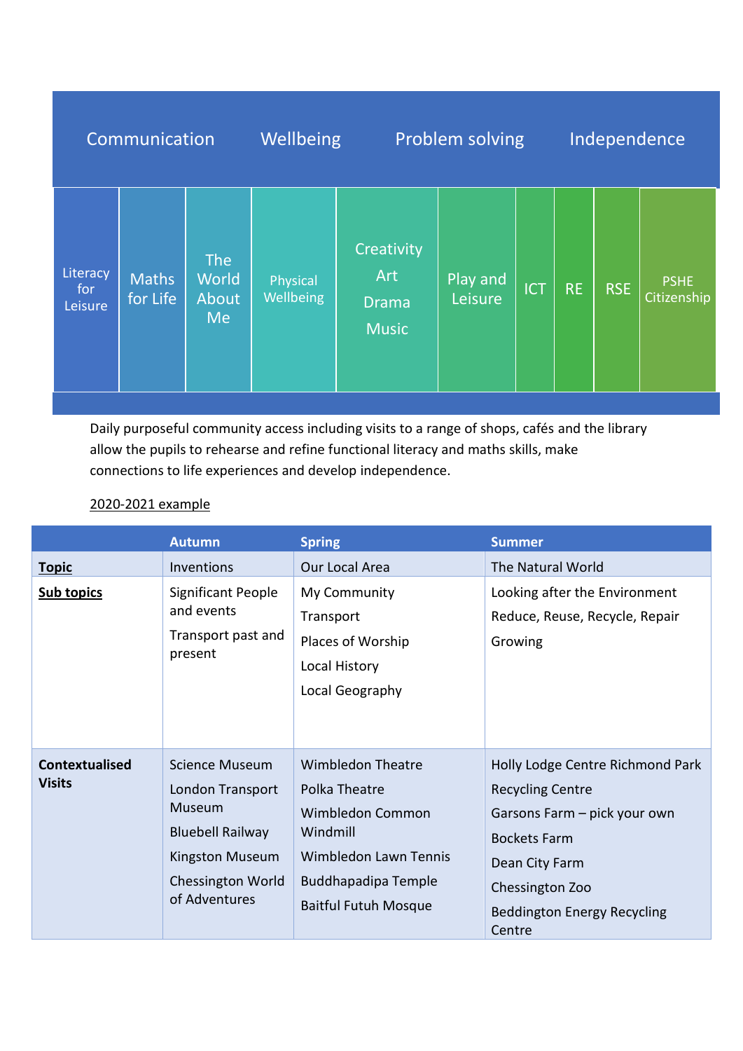| Communication | Wellbeing | Problem solving | Independence |
|---|---|---|---|

| Literacy for Leisure | Maths for Life | The World About Me | Physical Wellbeing | Creativity Art Drama Music | Play and Leisure | ICT | RE | RSE | PSHE Citizenship |
|---|---|---|---|---|---|---|---|---|---|

Daily purposeful community access including visits to a range of shops, cafés and the library allow the pupils to rehearse and refine functional literacy and maths skills, make connections to life experiences and develop independence.

2020-2021 example

| | Autumn | Spring | Summer |
|---|---|---|---|
| **Topic** | Inventions | Our Local Area | The Natural World |
| **Sub topics** | Significant People and events<br>Transport past and present | My Community<br>Transport<br>Places of Worship<br>Local History<br>Local Geography | Looking after the Environment<br>Reduce, Reuse, Recycle, Repair<br>Growing |
| **Contextualised Visits** | Science Museum<br>London Transport Museum<br>Bluebell Railway<br>Kingston Museum<br>Chessington World of Adventures | Wimbledon Theatre<br>Polka Theatre<br>Wimbledon Common Windmill<br>Wimbledon Lawn Tennis<br>Buddhapadipa Temple<br>Baitful Futuh Mosque | Holly Lodge Centre Richmond Park<br>Recycling Centre<br>Garsons Farm – pick your own<br>Bockets Farm<br>Dean City Farm<br>Chessington Zoo<br>Beddington Energy Recycling Centre |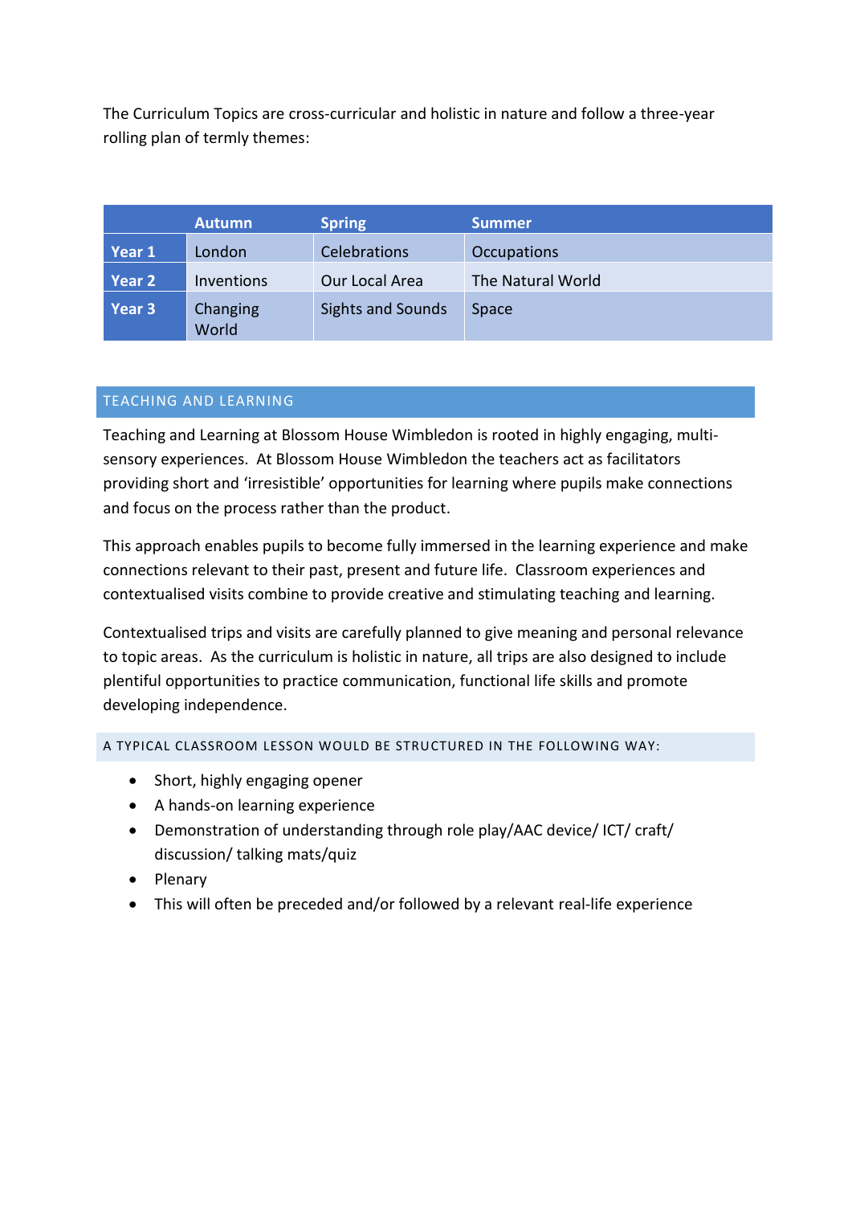The Curriculum Topics are cross-curricular and holistic in nature and follow a three-year rolling plan of termly themes:

| | Autumn | Spring | Summer |
|---|---|---|---|
| Year 1 | London | Celebrations | Occupations |
| Year 2 | Inventions | Our Local Area | The Natural World |
| Year 3 | Changing World | Sights and Sounds | Space |

## TEACHING AND LEARNING

Teaching and Learning at Blossom House Wimbledon is rooted in highly engaging, multi-sensory experiences. At Blossom House Wimbledon the teachers act as facilitators providing short and 'irresistible' opportunities for learning where pupils make connections and focus on the process rather than the product.

This approach enables pupils to become fully immersed in the learning experience and make connections relevant to their past, present and future life. Classroom experiences and contextualised visits combine to provide creative and stimulating teaching and learning.

Contextualised trips and visits are carefully planned to give meaning and personal relevance to topic areas. As the curriculum is holistic in nature, all trips are also designed to include plentiful opportunities to practice communication, functional life skills and promote developing independence.

### A TYPICAL CLASSROOM LESSON WOULD BE STRUCTURED IN THE FOLLOWING WAY:

- Short, highly engaging opener
- A hands-on learning experience
- Demonstration of understanding through role play/AAC device/ ICT/ craft/ discussion/ talking mats/quiz
- Plenary
- This will often be preceded and/or followed by a relevant real-life experience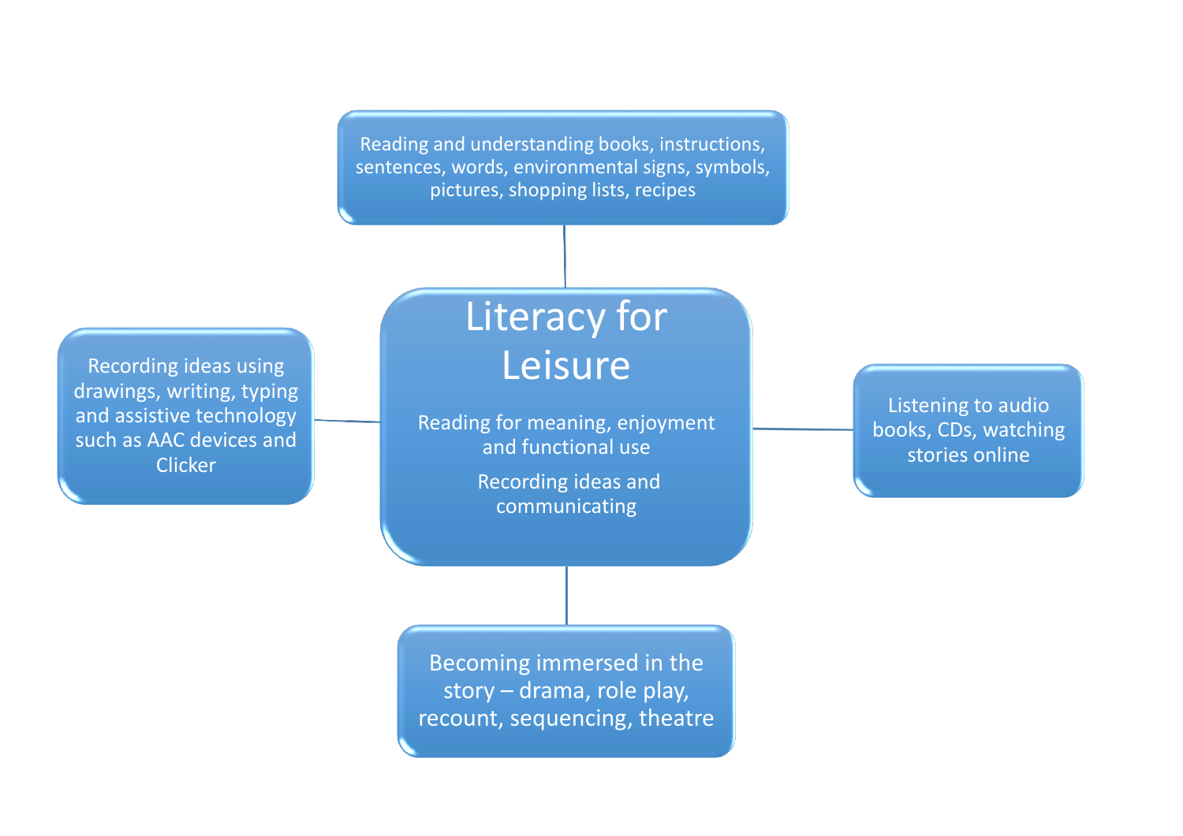# Literacy for Leisure

Reading for meaning, enjoyment and functional use

Recording ideas and communicating

- Reading and understanding books, instructions, sentences, words, environmental signs, symbols, pictures, shopping lists, recipes
- Listening to audio books, CDs, watching stories online
- Becoming immersed in the story – drama, role play, recount, sequencing, theatre
- Recording ideas using drawings, writing, typing and assistive technology such as AAC devices and Clicker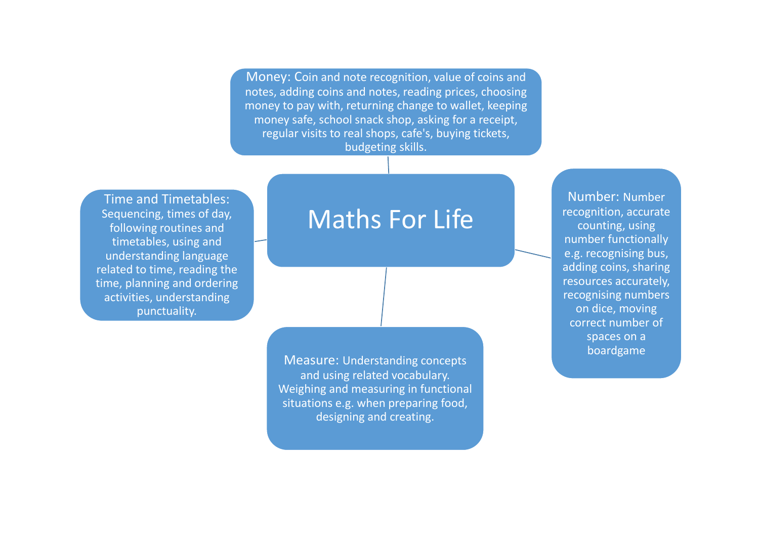# Maths For Life

**Money:** Coin and note recognition, value of coins and notes, adding coins and notes, reading prices, choosing money to pay with, returning change to wallet, keeping money safe, school snack shop, asking for a receipt, regular visits to real shops, cafe's, buying tickets, budgeting skills.

**Time and Timetables:** Sequencing, times of day, following routines and timetables, using and understanding language related to time, reading the time, planning and ordering activities, understanding punctuality.

**Number:** Number recognition, accurate counting, using number functionally e.g. recognising bus, adding coins, sharing resources accurately, recognising numbers on dice, moving correct number of spaces on a boardgame

**Measure:** Understanding concepts and using related vocabulary. Weighing and measuring in functional situations e.g. when preparing food, designing and creating.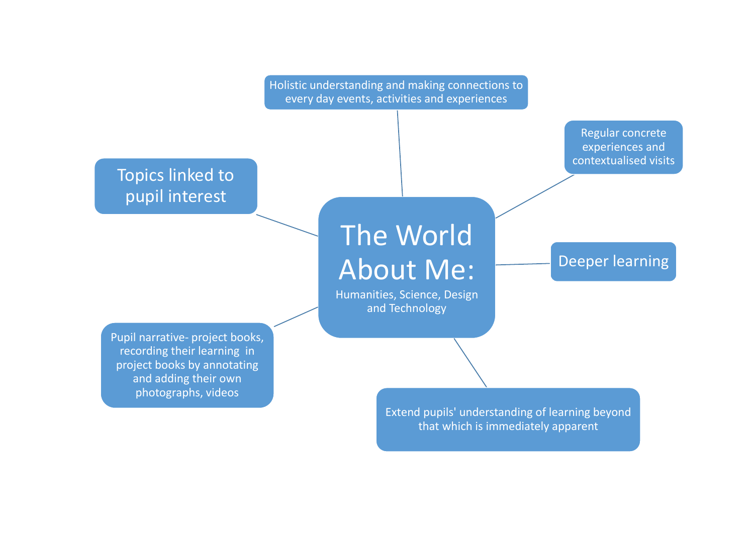# The World About Me:

Humanities, Science, Design and Technology

- Holistic understanding and making connections to every day events, activities and experiences
- Regular concrete experiences and contextualised visits
- Deeper learning
- Extend pupils' understanding of learning beyond that which is immediately apparent
- Pupil narrative- project books, recording their learning in project books by annotating and adding their own photographs, videos
- Topics linked to pupil interest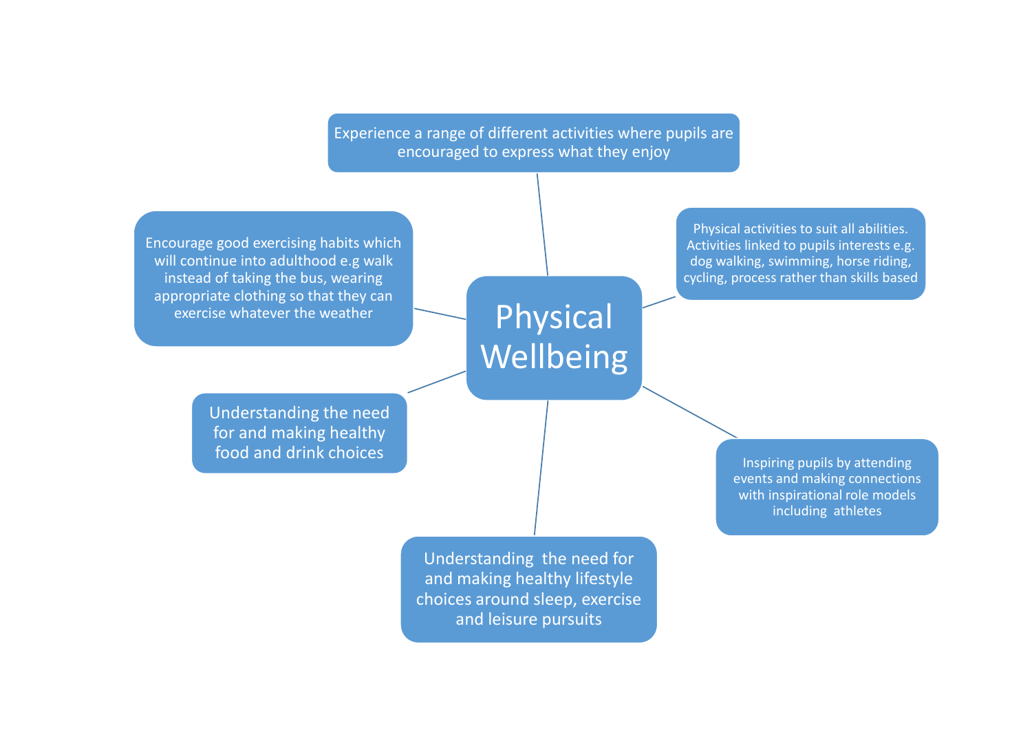# Physical Wellbeing

- Experience a range of different activities where pupils are encouraged to express what they enjoy
- Physical activities to suit all abilities. Activities linked to pupils interests e.g. dog walking, swimming, horse riding, cycling, process rather than skills based
- Inspiring pupils by attending events and making connections with inspirational role models including athletes
- Understanding the need for and making healthy lifestyle choices around sleep, exercise and leisure pursuits
- Understanding the need for and making healthy food and drink choices
- Encourage good exercising habits which will continue into adulthood e.g walk instead of taking the bus, wearing appropriate clothing so that they can exercise whatever the weather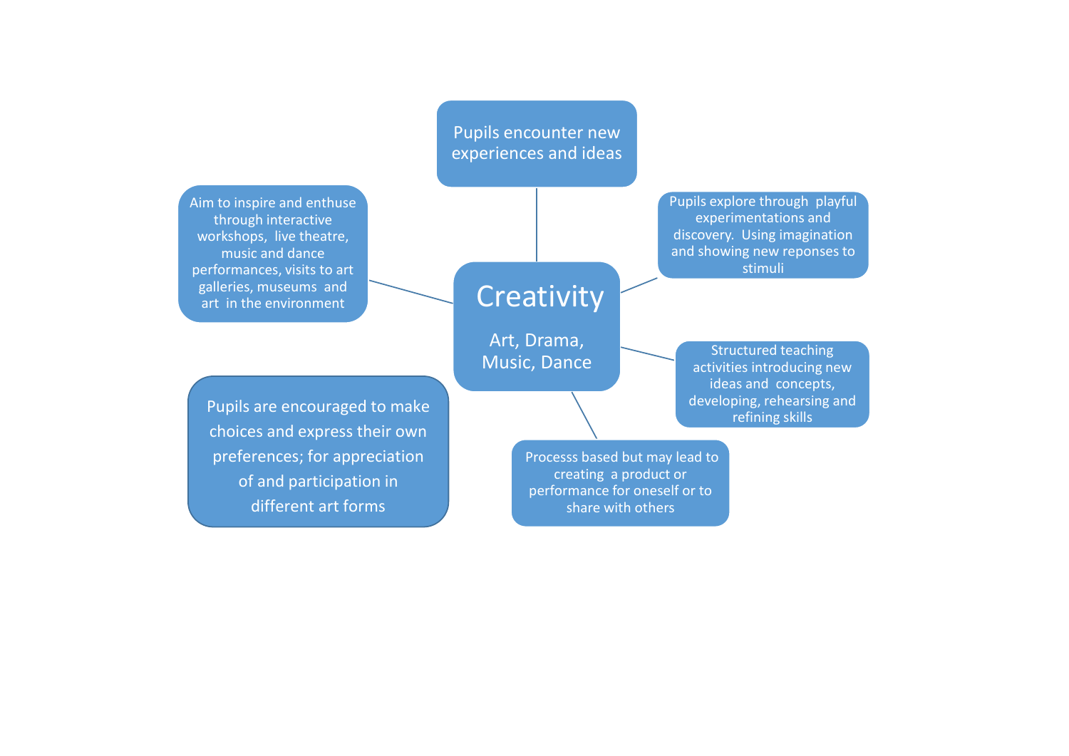# Creativity

Art, Drama, Music, Dance

- Pupils encounter new experiences and ideas
- Pupils explore through playful experimentations and discovery. Using imagination and showing new reponses to stimuli
- Structured teaching activities introducing new ideas and concepts, developing, rehearsing and refining skills
- Processs based but may lead to creating a product or performance for oneself or to share with others
- Pupils are encouraged to make choices and express their own preferences; for appreciation of and participation in different art forms
- Aim to inspire and enthuse through interactive workshops, live theatre, music and dance performances, visits to art galleries, museums and art in the environment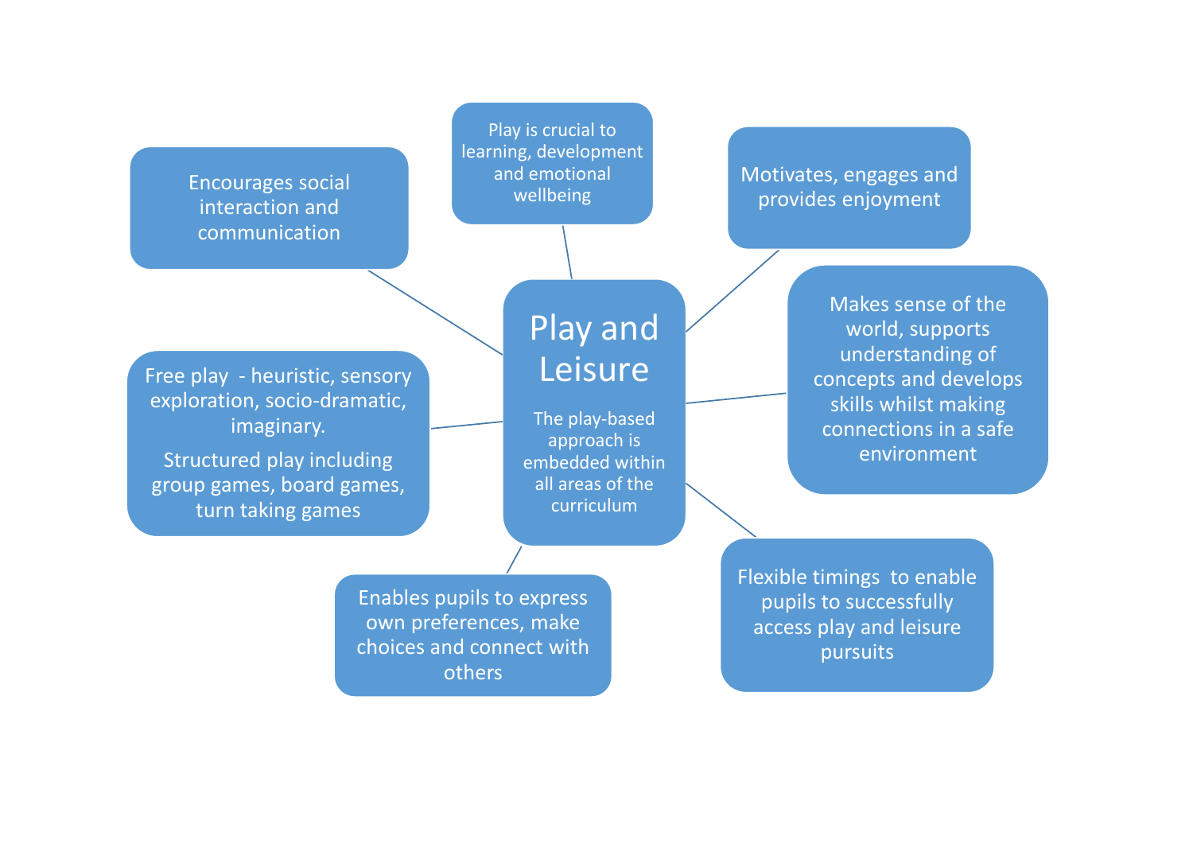# Play and Leisure

The play-based approach is embedded within all areas of the curriculum

- Play is crucial to learning, development and emotional wellbeing
- Motivates, engages and provides enjoyment
- Makes sense of the world, supports understanding of concepts and develops skills whilst making connections in a safe environment
- Flexible timings to enable pupils to successfully access play and leisure pursuits
- Enables pupils to express own preferences, make choices and connect with others
- Free play - heuristic, sensory exploration, socio-dramatic, imaginary.

  Structured play including group games, board games, turn taking games
- Encourages social interaction and communication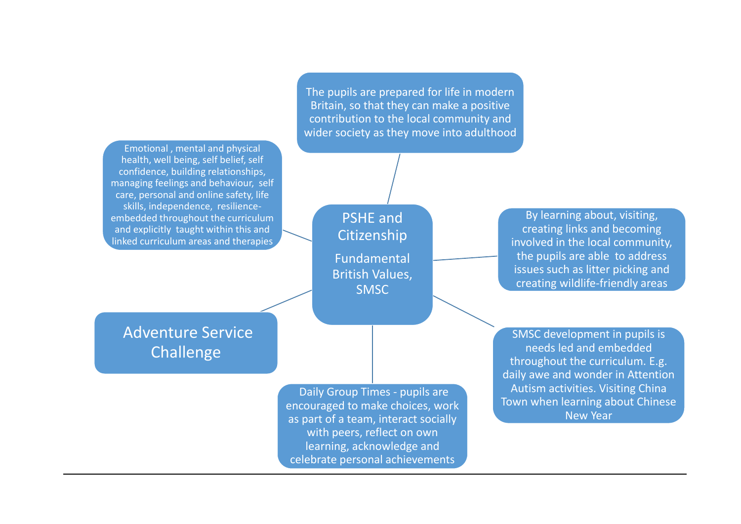## PSHE and Citizenship

**Fundamental British Values, SMSC**

- The pupils are prepared for life in modern Britain, so that they can make a positive contribution to the local community and wider society as they move into adulthood
- Emotional , mental and physical health, well being, self belief, self confidence, building relationships, managing feelings and behaviour, self care, personal and online safety, life skills, independence, resilience- embedded throughout the curriculum and explicitly taught within this and linked curriculum areas and therapies
- By learning about, visiting, creating links and becoming involved in the local community, the pupils are able to address issues such as litter picking and creating wildlife-friendly areas
- Adventure Service Challenge
- SMSC development in pupils is needs led and embedded throughout the curriculum. E.g. daily awe and wonder in Attention Autism activities. Visiting China Town when learning about Chinese New Year
- Daily Group Times - pupils are encouraged to make choices, work as part of a team, interact socially with peers, reflect on own learning, acknowledge and celebrate personal achievements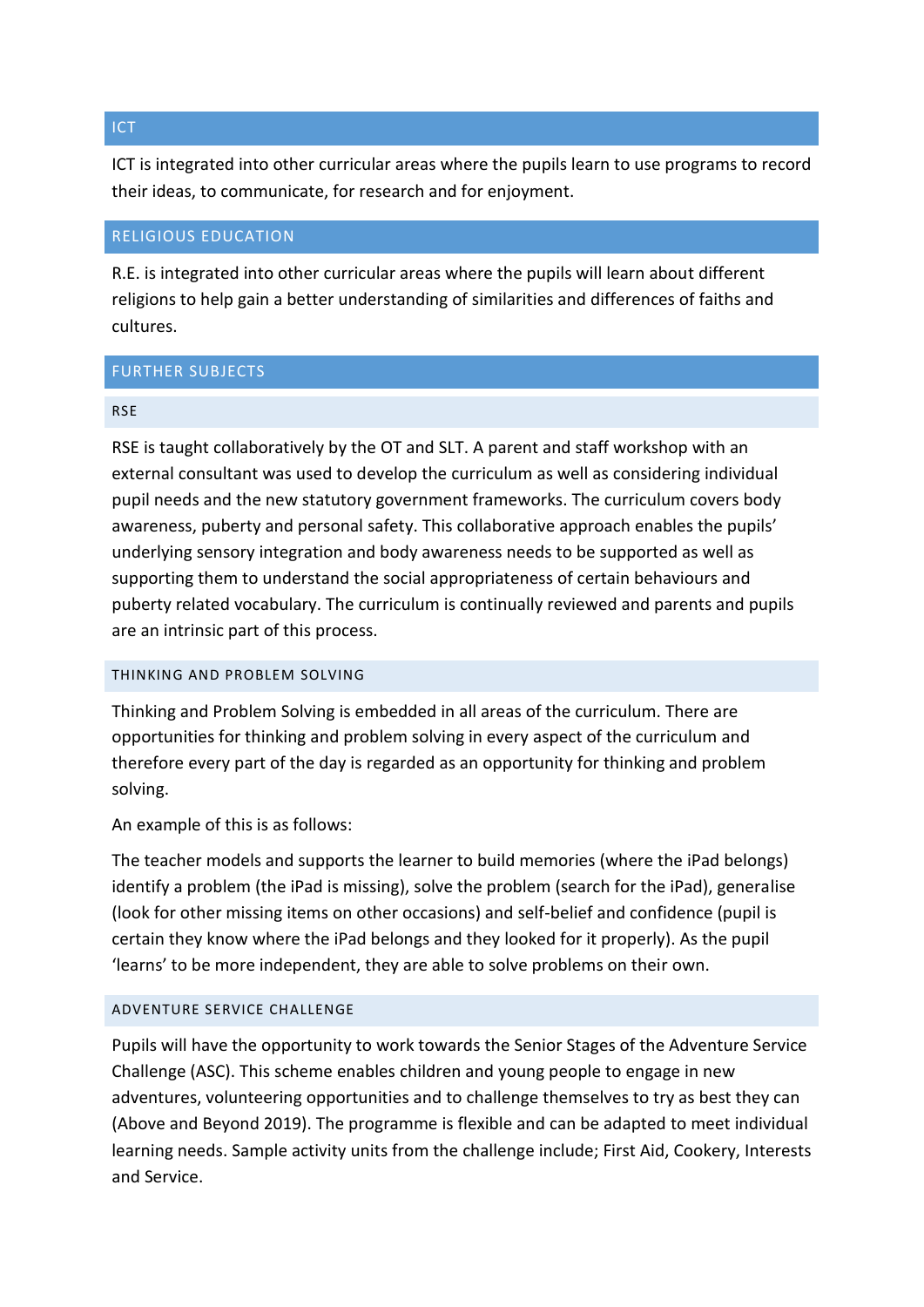## ICT

ICT is integrated into other curricular areas where the pupils learn to use programs to record their ideas, to communicate, for research and for enjoyment.

## RELIGIOUS EDUCATION

R.E. is integrated into other curricular areas where the pupils will learn about different religions to help gain a better understanding of similarities and differences of faiths and cultures.

## FURTHER SUBJECTS

### RSE

RSE is taught collaboratively by the OT and SLT. A parent and staff workshop with an external consultant was used to develop the curriculum as well as considering individual pupil needs and the new statutory government frameworks. The curriculum covers body awareness, puberty and personal safety. This collaborative approach enables the pupils' underlying sensory integration and body awareness needs to be supported as well as supporting them to understand the social appropriateness of certain behaviours and puberty related vocabulary. The curriculum is continually reviewed and parents and pupils are an intrinsic part of this process.

### THINKING AND PROBLEM SOLVING

Thinking and Problem Solving is embedded in all areas of the curriculum. There are opportunities for thinking and problem solving in every aspect of the curriculum and therefore every part of the day is regarded as an opportunity for thinking and problem solving.

An example of this is as follows:

The teacher models and supports the learner to build memories (where the iPad belongs) identify a problem (the iPad is missing), solve the problem (search for the iPad), generalise (look for other missing items on other occasions) and self-belief and confidence (pupil is certain they know where the iPad belongs and they looked for it properly). As the pupil 'learns' to be more independent, they are able to solve problems on their own.

### ADVENTURE SERVICE CHALLENGE

Pupils will have the opportunity to work towards the Senior Stages of the Adventure Service Challenge (ASC). This scheme enables children and young people to engage in new adventures, volunteering opportunities and to challenge themselves to try as best they can (Above and Beyond 2019). The programme is flexible and can be adapted to meet individual learning needs. Sample activity units from the challenge include; First Aid, Cookery, Interests and Service.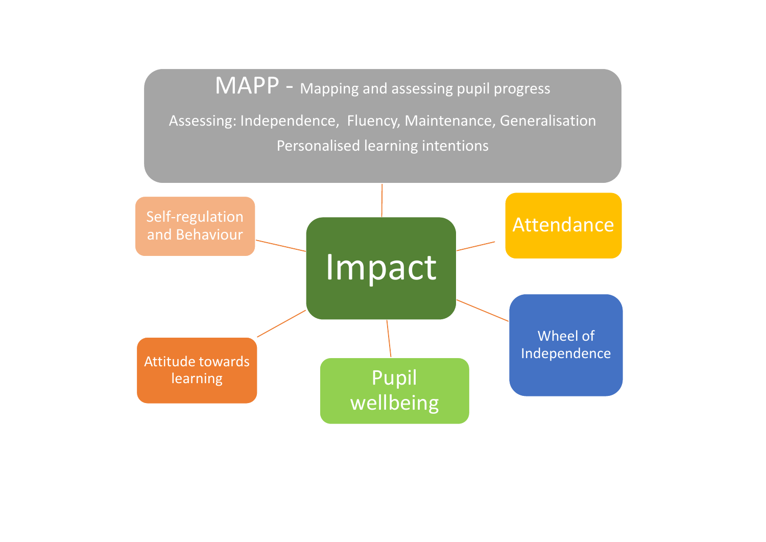MAPP - Mapping and assessing pupil progress

Assessing: Independence, Fluency, Maintenance, Generalisation

Personalised learning intentions

Impact

Self-regulation and Behaviour

Attendance

Wheel of Independence

Pupil wellbeing

Attitude towards learning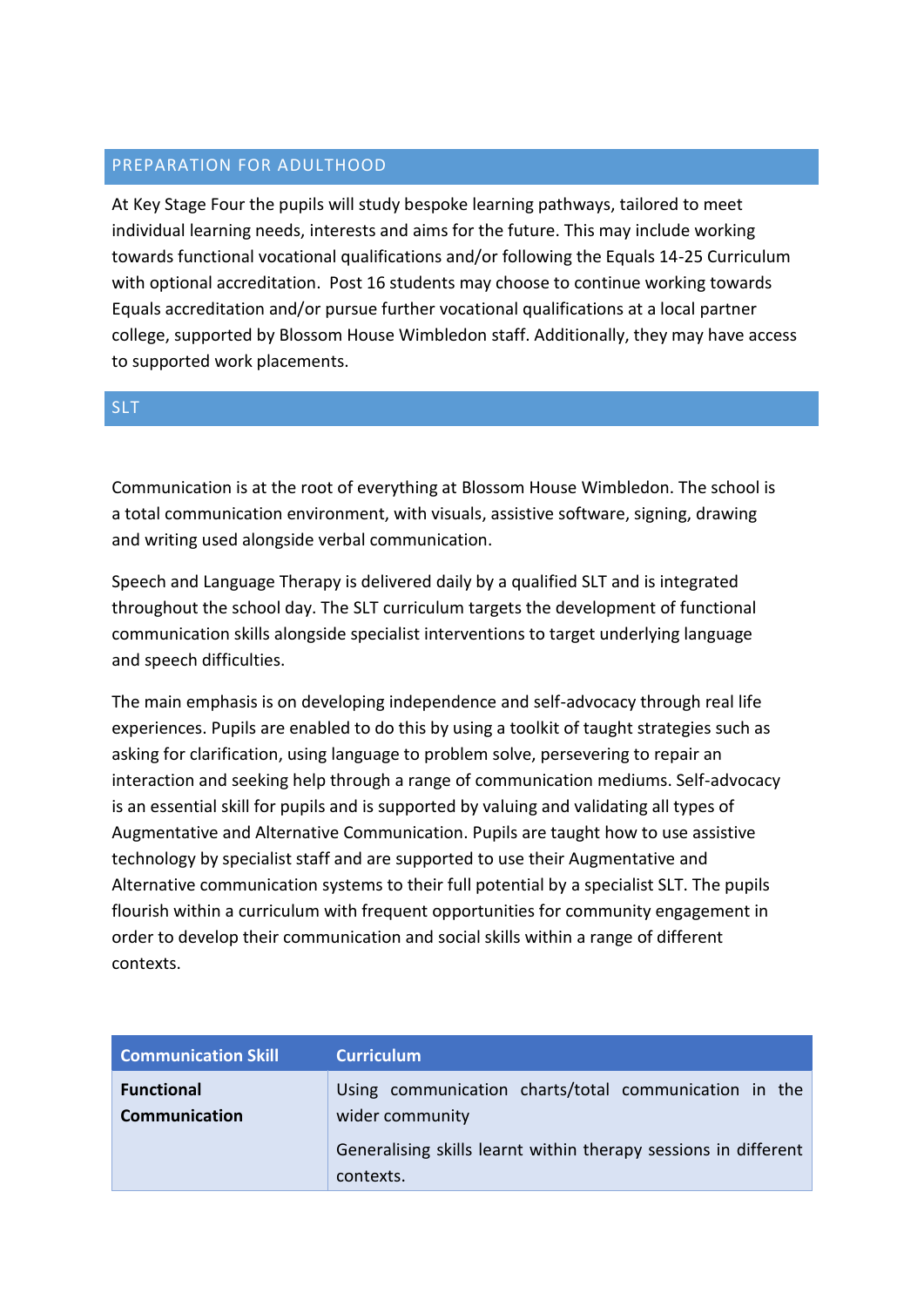## PREPARATION FOR ADULTHOOD

At Key Stage Four the pupils will study bespoke learning pathways, tailored to meet individual learning needs, interests and aims for the future. This may include working towards functional vocational qualifications and/or following the Equals 14-25 Curriculum with optional accreditation. Post 16 students may choose to continue working towards Equals accreditation and/or pursue further vocational qualifications at a local partner college, supported by Blossom House Wimbledon staff. Additionally, they may have access to supported work placements.

## SLT

Communication is at the root of everything at Blossom House Wimbledon. The school is a total communication environment, with visuals, assistive software, signing, drawing and writing used alongside verbal communication.

Speech and Language Therapy is delivered daily by a qualified SLT and is integrated throughout the school day. The SLT curriculum targets the development of functional communication skills alongside specialist interventions to target underlying language and speech difficulties.

The main emphasis is on developing independence and self-advocacy through real life experiences. Pupils are enabled to do this by using a toolkit of taught strategies such as asking for clarification, using language to problem solve, persevering to repair an interaction and seeking help through a range of communication mediums. Self-advocacy is an essential skill for pupils and is supported by valuing and validating all types of Augmentative and Alternative Communication. Pupils are taught how to use assistive technology by specialist staff and are supported to use their Augmentative and Alternative communication systems to their full potential by a specialist SLT. The pupils flourish within a curriculum with frequent opportunities for community engagement in order to develop their communication and social skills within a range of different contexts.

| Communication Skill | Curriculum |
|---|---|
| **Functional Communication** | Using communication charts/total communication in the wider community<br><br>Generalising skills learnt within therapy sessions in different contexts. |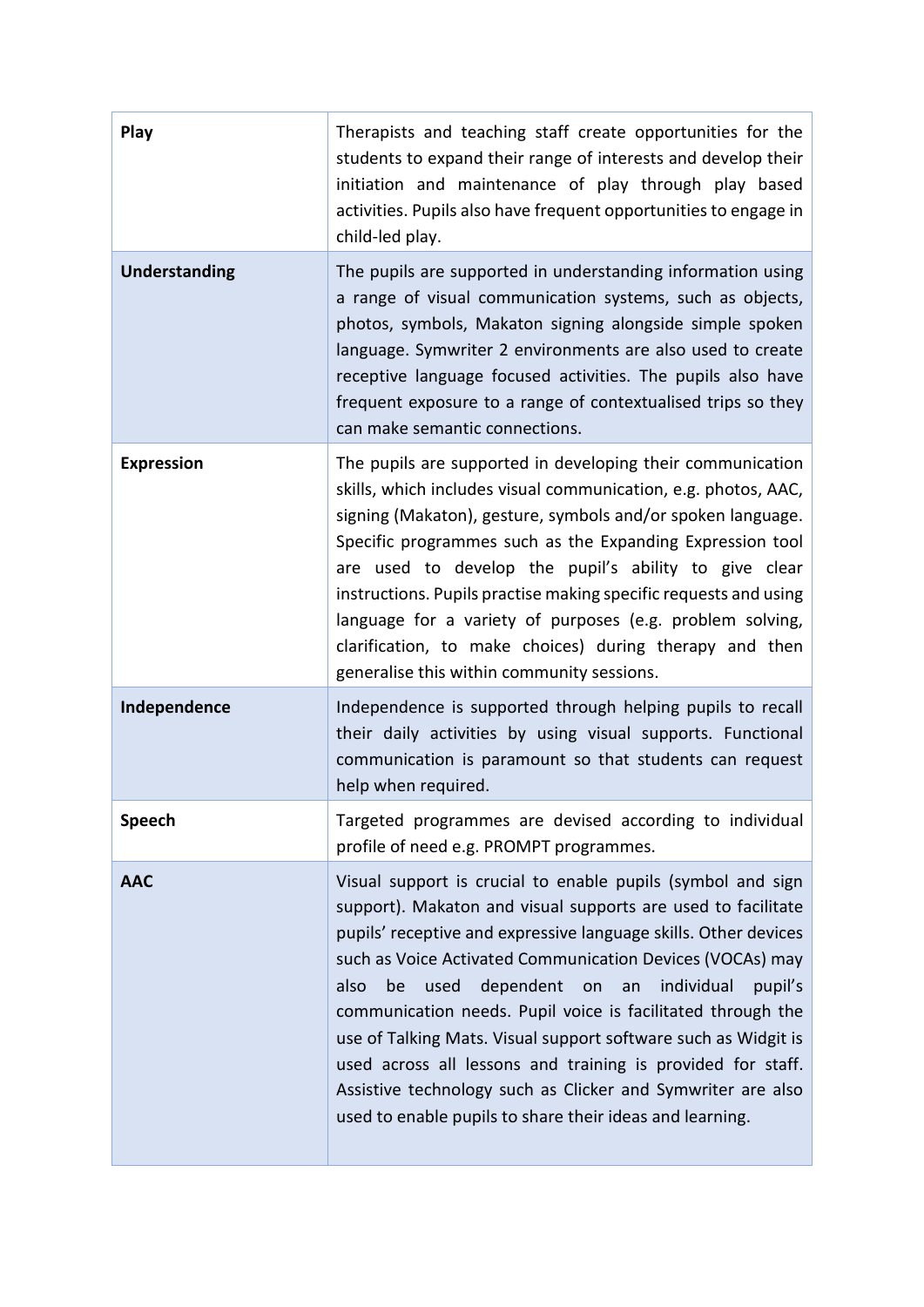| | |
|---|---|
| **Play** | Therapists and teaching staff create opportunities for the students to expand their range of interests and develop their initiation and maintenance of play through play based activities. Pupils also have frequent opportunities to engage in child-led play. |
| **Understanding** | The pupils are supported in understanding information using a range of visual communication systems, such as objects, photos, symbols, Makaton signing alongside simple spoken language. Symwriter 2 environments are also used to create receptive language focused activities. The pupils also have frequent exposure to a range of contextualised trips so they can make semantic connections. |
| **Expression** | The pupils are supported in developing their communication skills, which includes visual communication, e.g. photos, AAC, signing (Makaton), gesture, symbols and/or spoken language. Specific programmes such as the Expanding Expression tool are used to develop the pupil's ability to give clear instructions. Pupils practise making specific requests and using language for a variety of purposes (e.g. problem solving, clarification, to make choices) during therapy and then generalise this within community sessions. |
| **Independence** | Independence is supported through helping pupils to recall their daily activities by using visual supports. Functional communication is paramount so that students can request help when required. |
| **Speech** | Targeted programmes are devised according to individual profile of need e.g. PROMPT programmes. |
| **AAC** | Visual support is crucial to enable pupils (symbol and sign support). Makaton and visual supports are used to facilitate pupils' receptive and expressive language skills. Other devices such as Voice Activated Communication Devices (VOCAs) may also be used dependent on an individual pupil's communication needs. Pupil voice is facilitated through the use of Talking Mats. Visual support software such as Widgit is used across all lessons and training is provided for staff. Assistive technology such as Clicker and Symwriter are also used to enable pupils to share their ideas and learning. |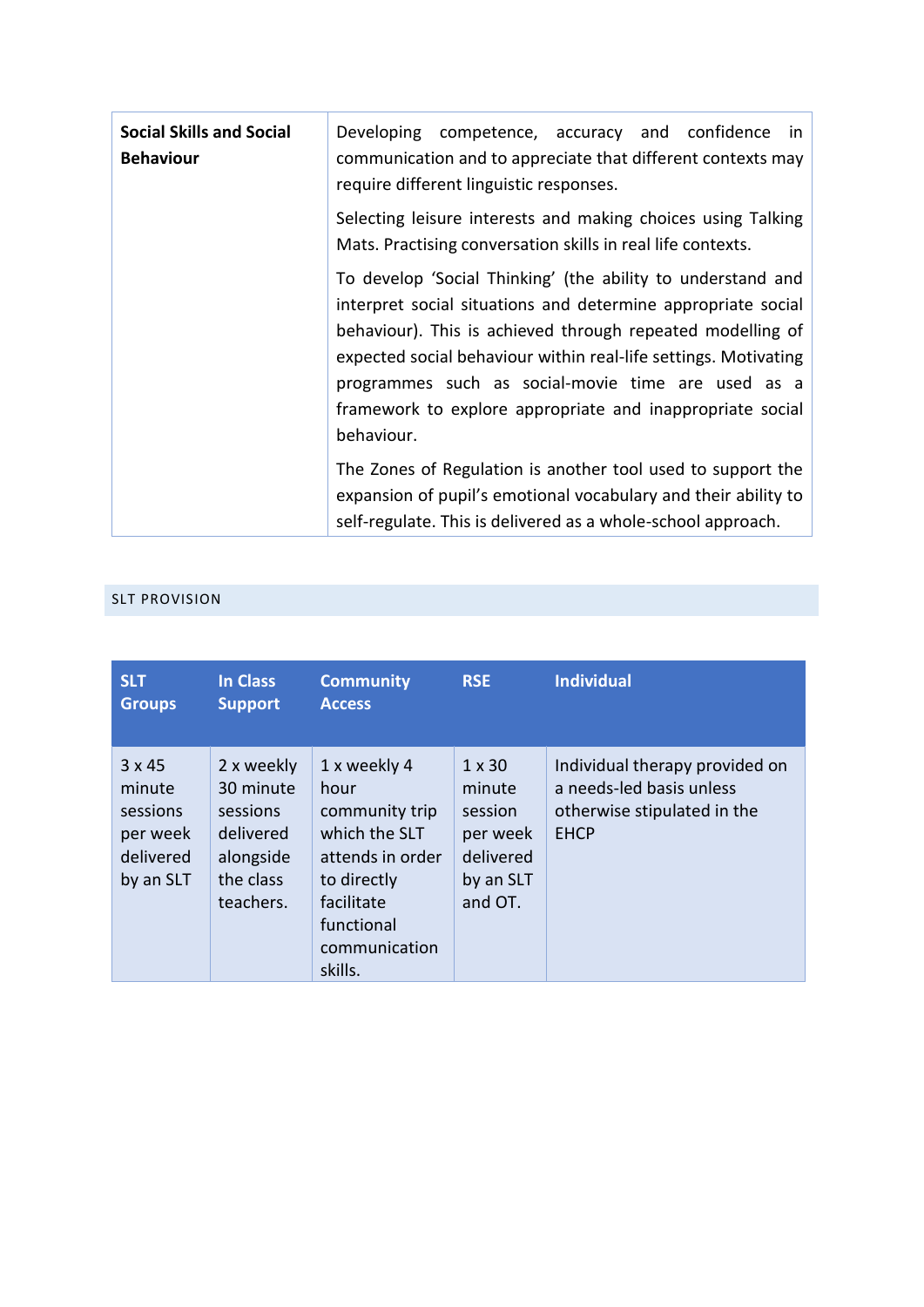| **Social Skills and Social Behaviour** | Developing competence, accuracy and confidence in communication and to appreciate that different contexts may require different linguistic responses.<br><br>Selecting leisure interests and making choices using Talking Mats. Practising conversation skills in real life contexts.<br><br>To develop 'Social Thinking' (the ability to understand and interpret social situations and determine appropriate social behaviour). This is achieved through repeated modelling of expected social behaviour within real-life settings. Motivating programmes such as social-movie time are used as a framework to explore appropriate and inappropriate social behaviour.<br><br>The Zones of Regulation is another tool used to support the expansion of pupil's emotional vocabulary and their ability to self-regulate. This is delivered as a whole-school approach. |
|---|---|

## SLT PROVISION

| SLT Groups | In Class Support | Community Access | RSE | Individual |
|---|---|---|---|---|
| 3 x 45 minute sessions per week delivered by an SLT | 2 x weekly 30 minute sessions delivered alongside the class teachers. | 1 x weekly 4 hour community trip which the SLT attends in order to directly facilitate functional communication skills. | 1 x 30 minute session per week delivered by an SLT and OT. | Individual therapy provided on a needs-led basis unless otherwise stipulated in the EHCP |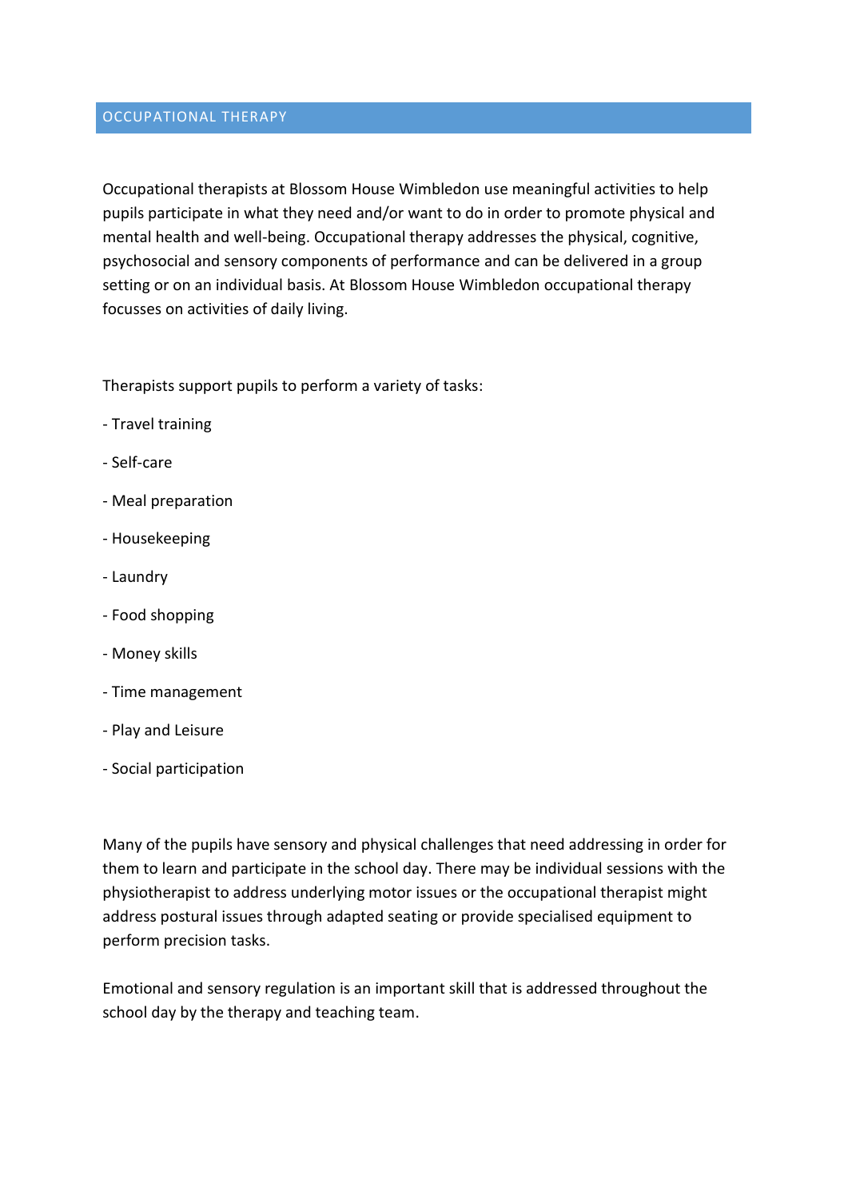## OCCUPATIONAL THERAPY

Occupational therapists at Blossom House Wimbledon use meaningful activities to help pupils participate in what they need and/or want to do in order to promote physical and mental health and well-being. Occupational therapy addresses the physical, cognitive, psychosocial and sensory components of performance and can be delivered in a group setting or on an individual basis. At Blossom House Wimbledon occupational therapy focusses on activities of daily living.

Therapists support pupils to perform a variety of tasks:

- Travel training
- Self-care
- Meal preparation
- Housekeeping
- Laundry
- Food shopping
- Money skills
- Time management
- Play and Leisure
- Social participation

Many of the pupils have sensory and physical challenges that need addressing in order for them to learn and participate in the school day. There may be individual sessions with the physiotherapist to address underlying motor issues or the occupational therapist might address postural issues through adapted seating or provide specialised equipment to perform precision tasks.

Emotional and sensory regulation is an important skill that is addressed throughout the school day by the therapy and teaching team.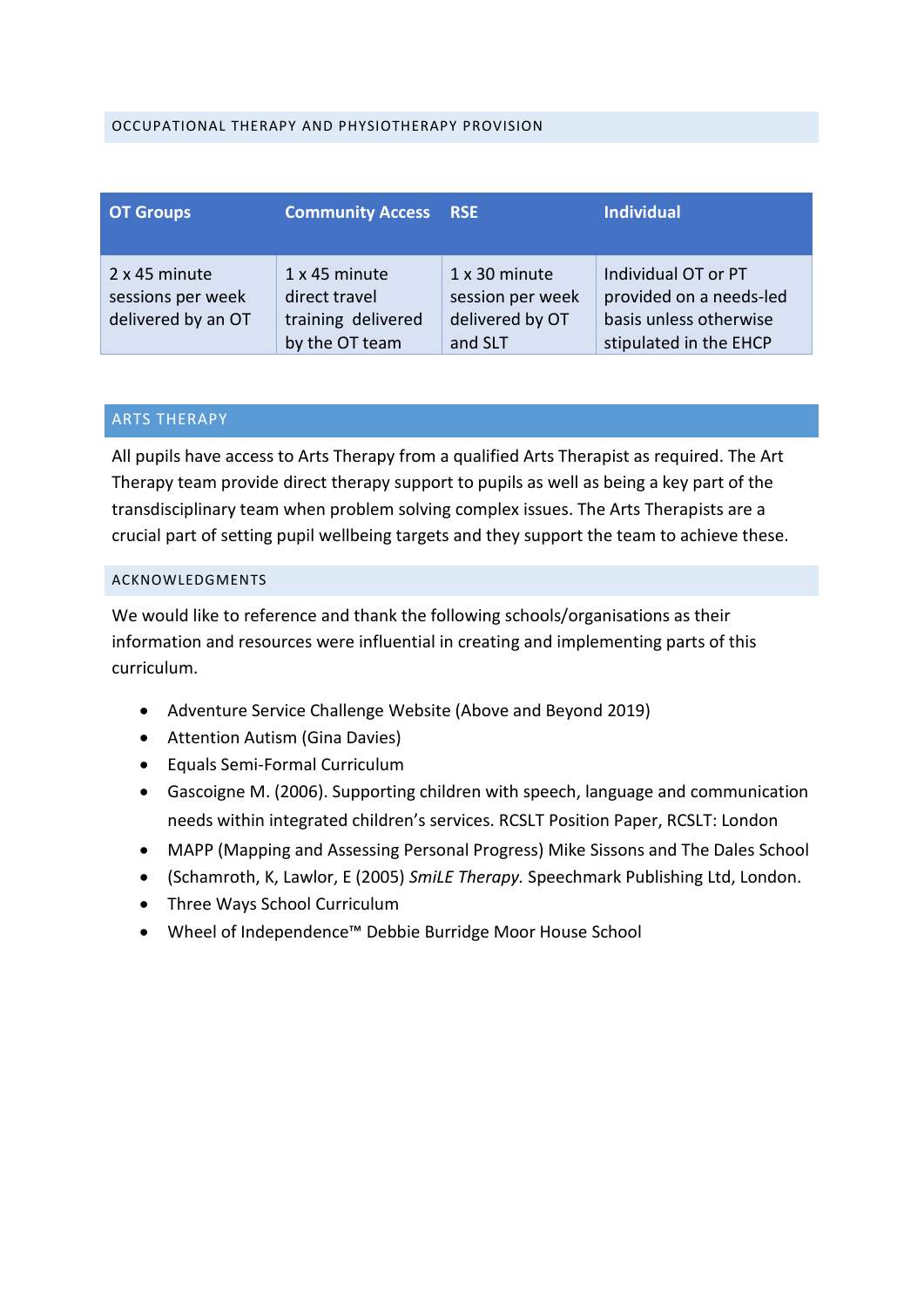## OCCUPATIONAL THERAPY AND PHYSIOTHERAPY PROVISION

| OT Groups | Community Access | RSE | Individual |
|---|---|---|---|
| 2 x 45 minute sessions per week delivered by an OT | 1 x 45 minute direct travel training delivered by the OT team | 1 x 30 minute session per week delivered by OT and SLT | Individual OT or PT provided on a needs-led basis unless otherwise stipulated in the EHCP |

## ARTS THERAPY

All pupils have access to Arts Therapy from a qualified Arts Therapist as required. The Art Therapy team provide direct therapy support to pupils as well as being a key part of the transdisciplinary team when problem solving complex issues. The Arts Therapists are a crucial part of setting pupil wellbeing targets and they support the team to achieve these.

## ACKNOWLEDGMENTS

We would like to reference and thank the following schools/organisations as their information and resources were influential in creating and implementing parts of this curriculum.

- Adventure Service Challenge Website (Above and Beyond 2019)
- Attention Autism (Gina Davies)
- Equals Semi-Formal Curriculum
- Gascoigne M. (2006). Supporting children with speech, language and communication needs within integrated children's services. RCSLT Position Paper, RCSLT: London
- MAPP (Mapping and Assessing Personal Progress) Mike Sissons and The Dales School
- (Schamroth, K, Lawlor, E (2005) *SmiLE Therapy*. Speechmark Publishing Ltd, London.
- Three Ways School Curriculum
- Wheel of Independence™ Debbie Burridge Moor House School